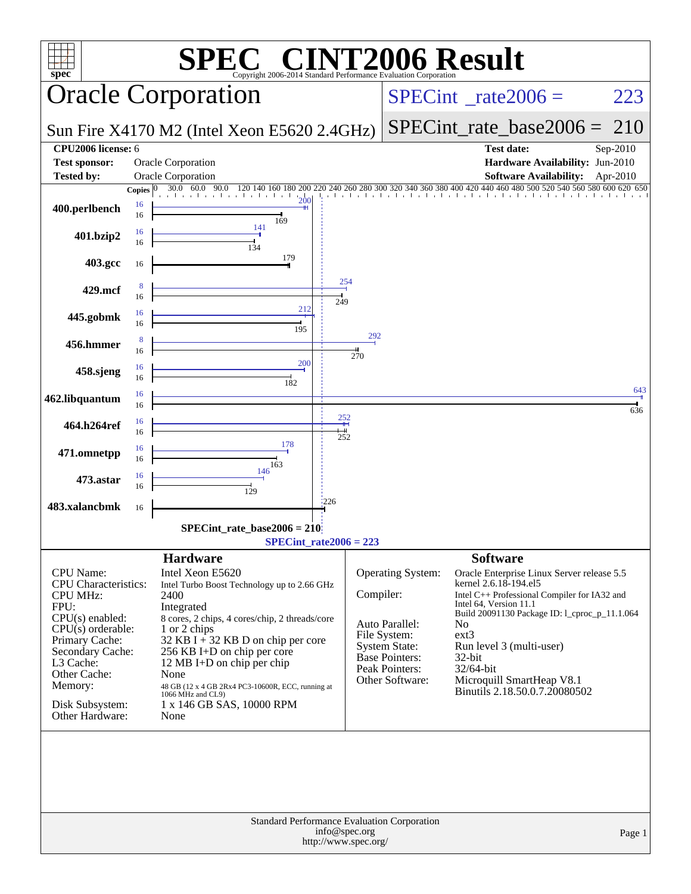# SPEC® CINT2006 Result

Copyright 2006-2014 Standard Performance Evaluation Corporation

## Oracle Corporation

**Sun Fire X4170 M2 (Intel Xeon E5620 2.4GHz)**

SPECint_rate2006 = 223

SPECint_rate_base2006 = 210

| | | | |
|---|---|---|---|
| **CPU2006 license:** | 6 | **Test date:** | Sep-2010 |
| **Test sponsor:** | Oracle Corporation | **Hardware Availability:** | Jun-2010 |
| **Tested by:** | Oracle Corporation | **Software Availability:** | Apr-2010 |

| Benchmark | Copies (peak) | Peak | Copies (base) | Base |
|---|---|---|---|---|
| 400.perlbench | 16 | 200 | 16 | 169 |
| 401.bzip2 | 16 | 141 | 16 | 134 |
| 403.gcc | | | 16 | 179 |
| 429.mcf | 8 | 254 | 16 | 249 |
| 445.gobmk | 16 | 212 | 16 | 195 |
| 456.hmmer | 8 | 292 | 16 | 270 |
| 458.sjeng | 16 | 200 | 16 | 182 |
| 462.libquantum | 16 | 643 | 16 | 636 |
| 464.h264ref | 16 | 252 | 16 | 252 |
| 471.omnetpp | 16 | 178 | 16 | 163 |
| 473.astar | 16 | 146 | 16 | 129 |
| 483.xalancbmk | | | 16 | 226 |

SPECint_rate_base2006 = 210

SPECint_rate2006 = 223

### Hardware

| | |
|---|---|
| CPU Name: | Intel Xeon E5620 |
| CPU Characteristics: | Intel Turbo Boost Technology up to 2.66 GHz |
| CPU MHz: | 2400 |
| FPU: | Integrated |
| CPU(s) enabled: | 8 cores, 2 chips, 4 cores/chip, 2 threads/core |
| CPU(s) orderable: | 1 or 2 chips |
| Primary Cache: | 32 KB I + 32 KB D on chip per core |
| Secondary Cache: | 256 KB I+D on chip per core |
| L3 Cache: | 12 MB I+D on chip per chip |
| Other Cache: | None |
| Memory: | 48 GB (12 x 4 GB 2Rx4 PC3-10600R, ECC, running at 1066 MHz and CL9) |
| Disk Subsystem: | 1 x 146 GB SAS, 10000 RPM |
| Other Hardware: | None |

### Software

| | |
|---|---|
| Operating System: | Oracle Enterprise Linux Server release 5.5 kernel 2.6.18-194.el5 |
| Compiler: | Intel C++ Professional Compiler for IA32 and Intel 64, Version 11.1 Build 20091130 Package ID: l_cproc_p_11.1.064 |
| Auto Parallel: | No |
| File System: | ext3 |
| System State: | Run level 3 (multi-user) |
| Base Pointers: | 32-bit |
| Peak Pointers: | 32/64-bit |
| Other Software: | Microquill SmartHeap V8.1 Binutils 2.18.50.0.7.20080502 |

Standard Performance Evaluation Corporation
info@spec.org
http://www.spec.org/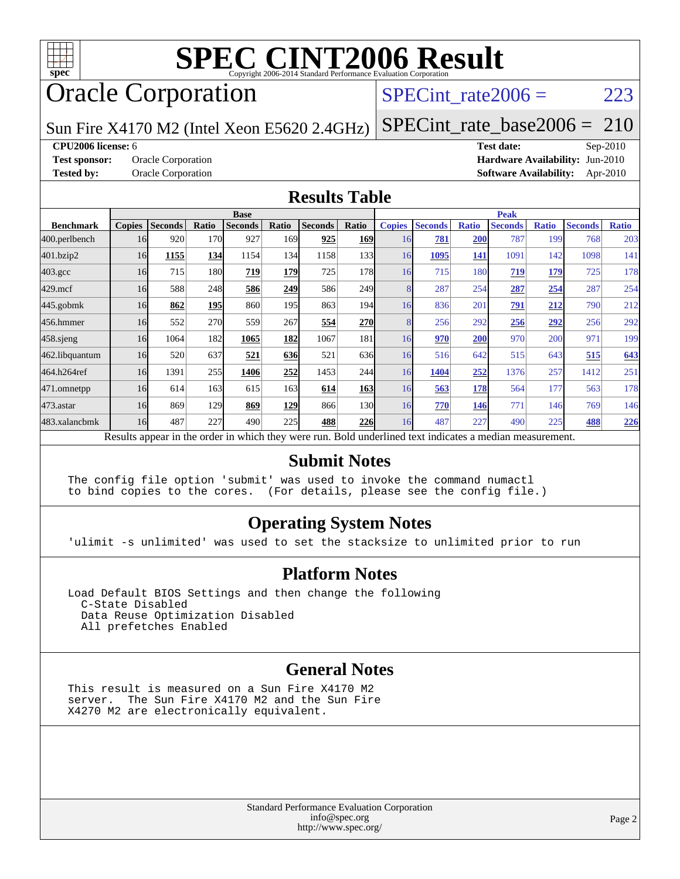# SPEC CINT2006 Result

Copyright 2006-2014 Standard Performance Evaluation Corporation

# Oracle Corporation

Sun Fire X4170 M2 (Intel Xeon E5620 2.4GHz)

SPECint_rate2006 = 223

SPECint_rate_base2006 = 210

**CPU2006 license:** 6

**Test sponsor:** Oracle Corporation

**Tested by:** Oracle Corporation

**Test date:** Sep-2010

**Hardware Availability:** Jun-2010

**Software Availability:** Apr-2010

## Results Table

| Benchmark | Base | | | | | | | Peak | | | | | | |
|---|---|---|---|---|---|---|---|---|---|---|---|---|---|---|
| | Copies | Seconds | Ratio | Seconds | Ratio | Seconds | Ratio | Copies | Seconds | Ratio | Seconds | Ratio | Seconds | Ratio |
| 400.perlbench | 16 | 920 | 170 | 927 | 169 | **925** | **169** | 16 | **781** | **200** | 787 | 199 | 768 | 203 |
| 401.bzip2 | 16 | **1155** | **134** | 1154 | 134 | 1158 | 133 | 16 | **1095** | **141** | 1091 | 142 | 1098 | 141 |
| 403.gcc | 16 | 715 | 180 | **719** | **179** | 725 | 178 | 16 | 715 | 180 | **719** | **179** | 725 | 178 |
| 429.mcf | 16 | 588 | 248 | **586** | **249** | 586 | 249 | 8 | 287 | 254 | **287** | **254** | 287 | 254 |
| 445.gobmk | 16 | **862** | **195** | 860 | 195 | 863 | 194 | 16 | 836 | 201 | **791** | **212** | 790 | 212 |
| 456.hmmer | 16 | 552 | 270 | 559 | 267 | **554** | **270** | 8 | 256 | 292 | **256** | **292** | 256 | 292 |
| 458.sjeng | 16 | 1064 | 182 | **1065** | **182** | 1067 | 181 | 16 | **970** | **200** | 970 | 200 | 971 | 199 |
| 462.libquantum | 16 | 520 | 637 | **521** | **636** | 521 | 636 | 16 | 516 | 642 | 515 | 643 | **515** | **643** |
| 464.h264ref | 16 | 1391 | 255 | **1406** | **252** | 1453 | 244 | 16 | **1404** | **252** | 1376 | 257 | 1412 | 251 |
| 471.omnetpp | 16 | 614 | 163 | 615 | 163 | **614** | **163** | 16 | **563** | **178** | 564 | 177 | 563 | 178 |
| 473.astar | 16 | 869 | 129 | **869** | **129** | 866 | 130 | 16 | **770** | **146** | 771 | 146 | 769 | 146 |
| 483.xalancbmk | 16 | 487 | 227 | 490 | 225 | **488** | **226** | 16 | 487 | 227 | 490 | 225 | **488** | **226** |

Results appear in the order in which they were run. Bold underlined text indicates a median measurement.

## Submit Notes

```
The config file option 'submit' was used to invoke the command numactl
to bind copies to the cores.  (For details, please see the config file.)
```

## Operating System Notes

```
'ulimit -s unlimited' was used to set the stacksize to unlimited prior to run
```

## Platform Notes

```
Load Default BIOS Settings and then change the following
  C-State Disabled
  Data Reuse Optimization Disabled
  All prefetches Enabled
```

## General Notes

```
This result is measured on a Sun Fire X4170 M2
server.  The Sun Fire X4170 M2 and the Sun Fire
X4270 M2 are electronically equivalent.
```

Standard Performance Evaluation Corporation
info@spec.org
http://www.spec.org/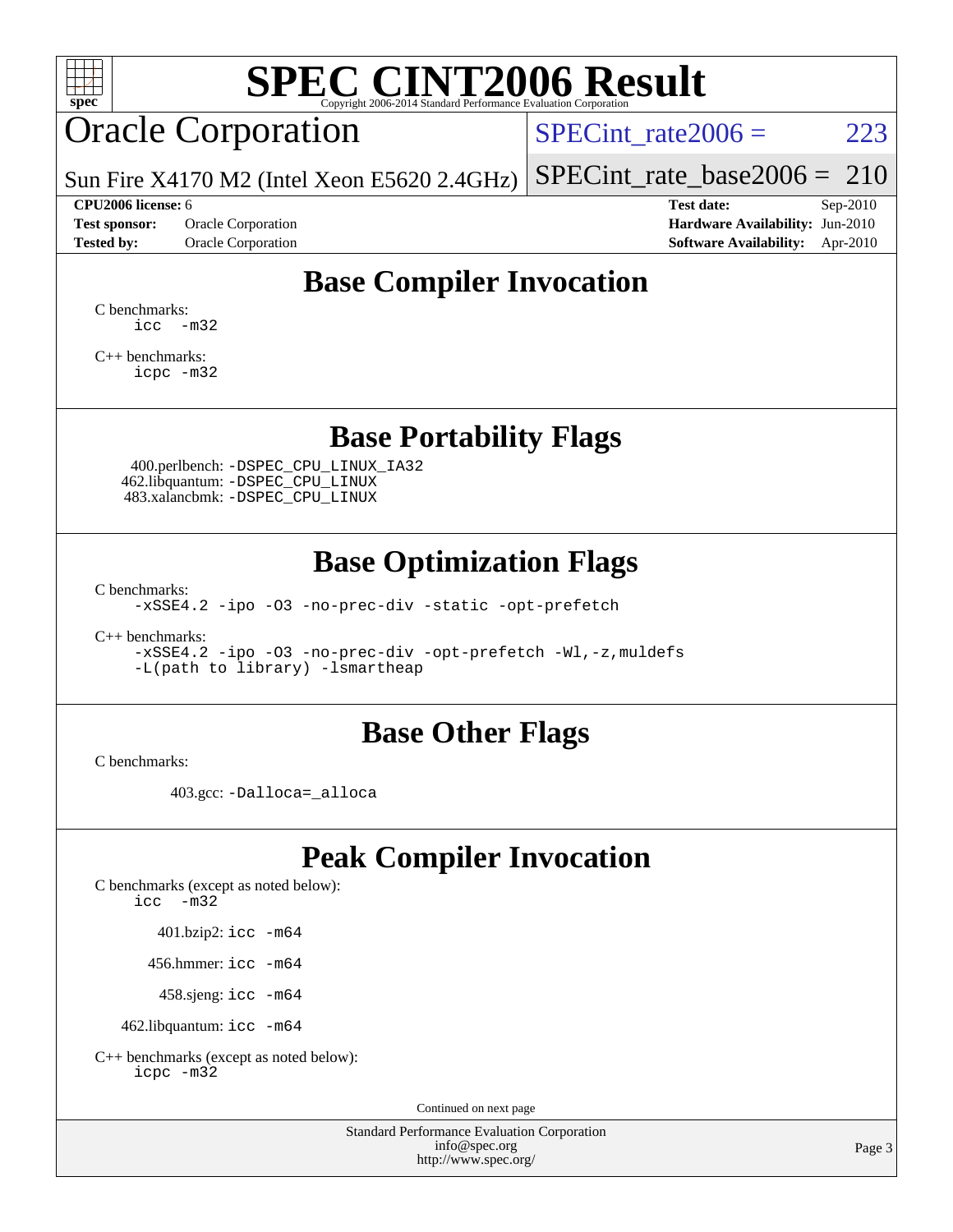# SPEC CINT2006 Result

Copyright 2006-2014 Standard Performance Evaluation Corporation

# Oracle Corporation

Sun Fire X4170 M2 (Intel Xeon E5620 2.4GHz)

SPECint_rate2006 = 223

SPECint_rate_base2006 = 210

| | | | |
|---|---|---|---|
| **CPU2006 license:** 6 | | **Test date:** | Sep-2010 |
| **Test sponsor:** | Oracle Corporation | **Hardware Availability:** | Jun-2010 |
| **Tested by:** | Oracle Corporation | **Software Availability:** | Apr-2010 |

## Base Compiler Invocation

C benchmarks:

```
icc  -m32
```

C++ benchmarks:

```
icpc -m32
```

## Base Portability Flags

400.perlbench: `-DSPEC_CPU_LINUX_IA32`
462.libquantum: `-DSPEC_CPU_LINUX`
483.xalancbmk: `-DSPEC_CPU_LINUX`

## Base Optimization Flags

C benchmarks:

```
-xSSE4.2 -ipo -O3 -no-prec-div -static -opt-prefetch
```

C++ benchmarks:

```
-xSSE4.2 -ipo -O3 -no-prec-div -opt-prefetch -Wl,-z,muldefs
-L(path to library) -lsmartheap
```

## Base Other Flags

C benchmarks:

403.gcc: `-Dalloca=_alloca`

## Peak Compiler Invocation

C benchmarks (except as noted below):

```
icc  -m32
```

401.bzip2: `icc -m64`

456.hmmer: `icc -m64`

458.sjeng: `icc -m64`

462.libquantum: `icc -m64`

C++ benchmarks (except as noted below):

```
icpc -m32
```

Continued on next page

Standard Performance Evaluation Corporation
info@spec.org
http://www.spec.org/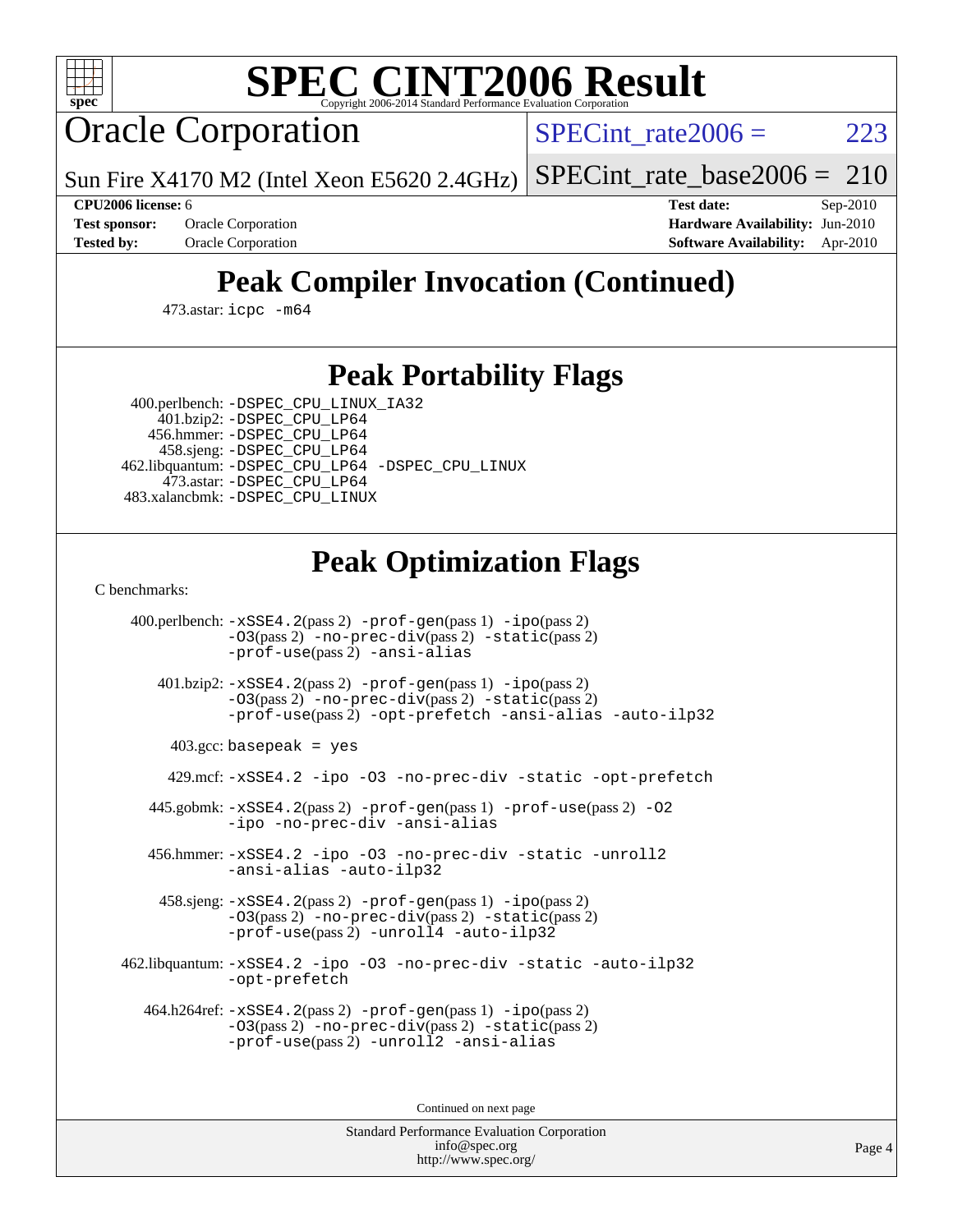# SPEC CINT2006 Result

Copyright 2006-2014 Standard Performance Evaluation Corporation

## Oracle Corporation

Sun Fire X4170 M2 (Intel Xeon E5620 2.4GHz)

SPECint_rate2006 = 223

SPECint_rate_base2006 = 210

| | | | |
|---|---|---|---|
| **CPU2006 license:** | 6 | **Test date:** | Sep-2010 |
| **Test sponsor:** | Oracle Corporation | **Hardware Availability:** | Jun-2010 |
| **Tested by:** | Oracle Corporation | **Software Availability:** | Apr-2010 |

## Peak Compiler Invocation (Continued)

473.astar: icpc -m64

## Peak Portability Flags

400.perlbench: -DSPEC_CPU_LINUX_IA32
401.bzip2: -DSPEC_CPU_LP64
456.hmmer: -DSPEC_CPU_LP64
458.sjeng: -DSPEC_CPU_LP64
462.libquantum: -DSPEC_CPU_LP64 -DSPEC_CPU_LINUX
473.astar: -DSPEC_CPU_LP64
483.xalancbmk: -DSPEC_CPU_LINUX

## Peak Optimization Flags

C benchmarks:

400.perlbench: -xSSE4.2(pass 2) -prof-gen(pass 1) -ipo(pass 2) -O3(pass 2) -no-prec-div(pass 2) -static(pass 2) -prof-use(pass 2) -ansi-alias

401.bzip2: -xSSE4.2(pass 2) -prof-gen(pass 1) -ipo(pass 2) -O3(pass 2) -no-prec-div(pass 2) -static(pass 2) -prof-use(pass 2) -opt-prefetch -ansi-alias -auto-ilp32

403.gcc: basepeak = yes

429.mcf: -xSSE4.2 -ipo -O3 -no-prec-div -static -opt-prefetch

445.gobmk: -xSSE4.2(pass 2) -prof-gen(pass 1) -prof-use(pass 2) -O2 -ipo -no-prec-div -ansi-alias

456.hmmer: -xSSE4.2 -ipo -O3 -no-prec-div -static -unroll2 -ansi-alias -auto-ilp32

458.sjeng: -xSSE4.2(pass 2) -prof-gen(pass 1) -ipo(pass 2) -O3(pass 2) -no-prec-div(pass 2) -static(pass 2) -prof-use(pass 2) -unroll4 -auto-ilp32

462.libquantum: -xSSE4.2 -ipo -O3 -no-prec-div -static -auto-ilp32 -opt-prefetch

464.h264ref: -xSSE4.2(pass 2) -prof-gen(pass 1) -ipo(pass 2) -O3(pass 2) -no-prec-div(pass 2) -static(pass 2) -prof-use(pass 2) -unroll2 -ansi-alias

Continued on next page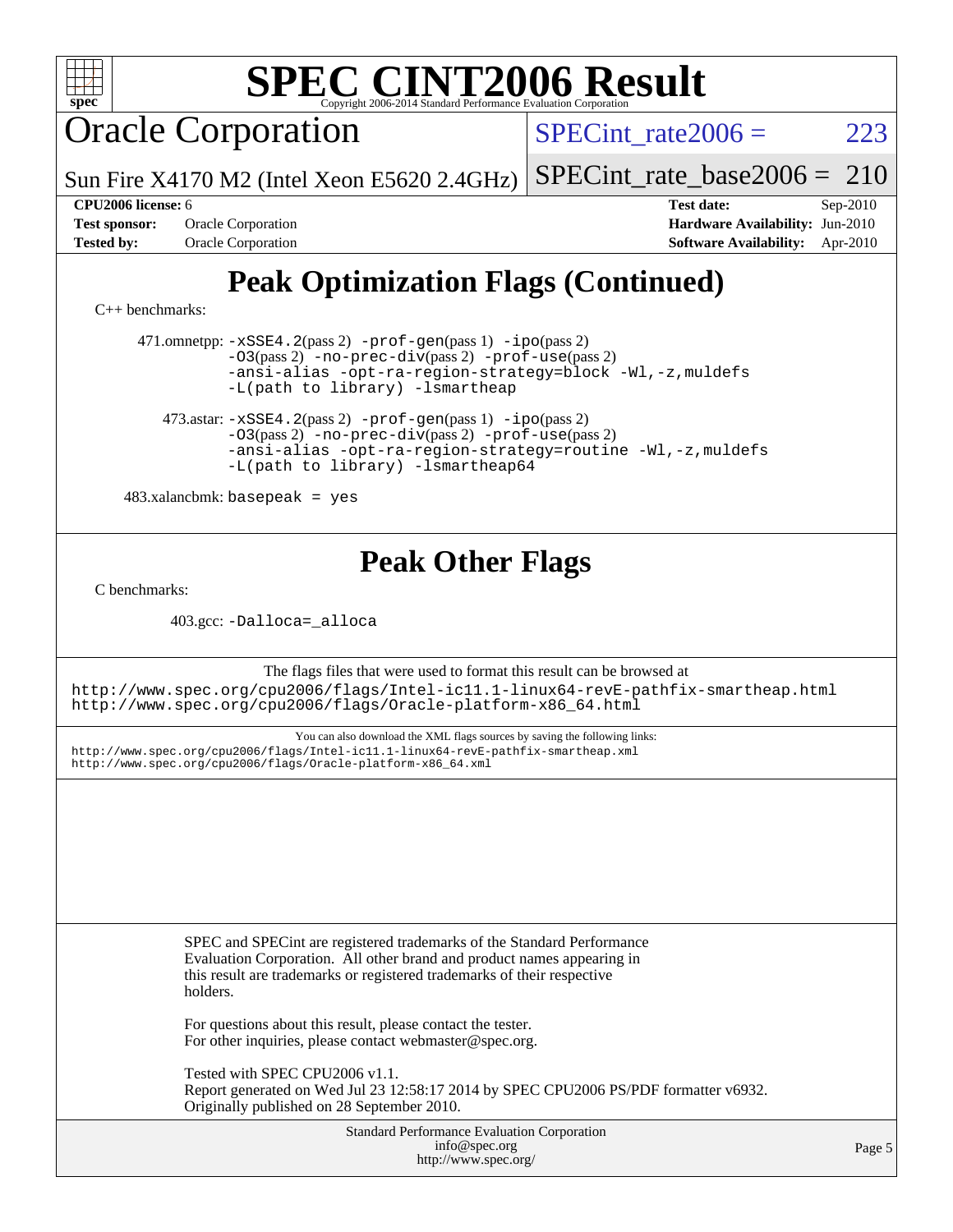# Peak Optimization Flags (Continued)

C++ benchmarks:

471.omnetpp: -xSSE4.2(pass 2) -prof-gen(pass 1) -ipo(pass 2) -O3(pass 2) -no-prec-div(pass 2) -prof-use(pass 2) -ansi-alias -opt-ra-region-strategy=block -Wl,-z,muldefs -L(path to library) -lsmartheap

473.astar: -xSSE4.2(pass 2) -prof-gen(pass 1) -ipo(pass 2) -O3(pass 2) -no-prec-div(pass 2) -prof-use(pass 2) -ansi-alias -opt-ra-region-strategy=routine -Wl,-z,muldefs -L(path to library) -lsmartheap64

483.xalancbmk: basepeak = yes

# Peak Other Flags

C benchmarks:

403.gcc: -Dalloca=_alloca

The flags files that were used to format this result can be browsed at
http://www.spec.org/cpu2006/flags/Intel-ic11.1-linux64-revE-pathfix-smartheap.html
http://www.spec.org/cpu2006/flags/Oracle-platform-x86_64.html

You can also download the XML flags sources by saving the following links:
http://www.spec.org/cpu2006/flags/Intel-ic11.1-linux64-revE-pathfix-smartheap.xml
http://www.spec.org/cpu2006/flags/Oracle-platform-x86_64.xml

SPEC and SPECint are registered trademarks of the Standard Performance Evaluation Corporation. All other brand and product names appearing in this result are trademarks or registered trademarks of their respective holders.

For questions about this result, please contact the tester.
For other inquiries, please contact webmaster@spec.org.

Tested with SPEC CPU2006 v1.1.
Report generated on Wed Jul 23 12:58:17 2014 by SPEC CPU2006 PS/PDF formatter v6932.
Originally published on 28 September 2010.